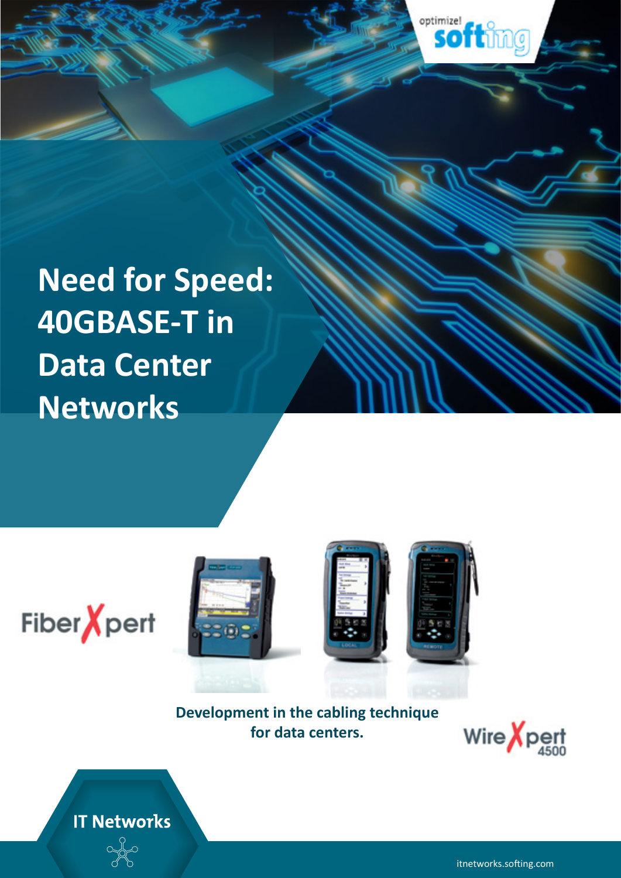optimize! softing

# Need for Speed: 40GBASE-T in Data Center Networks

FiberXpert

**Development in the cabling technique for data centers.**

WireXpert 4500

IT Networks

itnetworks.softing.com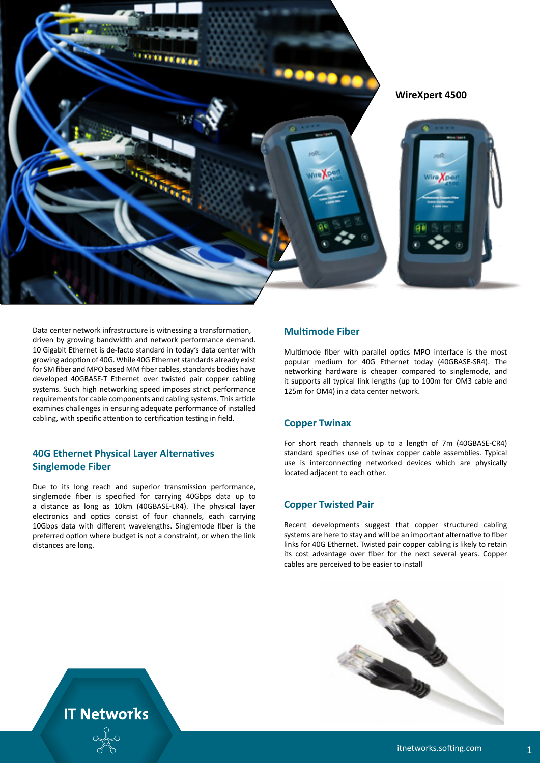WireXpert 4500

Data center network infrastructure is witnessing a transformation, driven by growing bandwidth and network performance demand. 10 Gigabit Ethernet is de-facto standard in today's data center with growing adoption of 40G. While 40G Ethernet standards already exist for SM fiber and MPO based MM fiber cables, standards bodies have developed 40GBASE-T Ethernet over twisted pair copper cabling systems. Such high networking speed imposes strict performance requirements for cable components and cabling systems. This article examines challenges in ensuring adequate performance of installed cabling, with specific attention to certification testing in field.

## 40G Ethernet Physical Layer Alternatives

### Singlemode Fiber

Due to its long reach and superior transmission performance, singlemode fiber is specified for carrying 40Gbps data up to a distance as long as 10km (40GBASE-LR4). The physical layer electronics and optics consist of four channels, each carrying 10Gbps data with different wavelengths. Singlemode fiber is the preferred option where budget is not a constraint, or when the link distances are long.

### Multimode Fiber

Multimode fiber with parallel optics MPO interface is the most popular medium for 40G Ethernet today (40GBASE-SR4). The networking hardware is cheaper compared to singlemode, and it supports all typical link lengths (up to 100m for OM3 cable and 125m for OM4) in a data center network.

### Copper Twinax

For short reach channels up to a length of 7m (40GBASE-CR4) standard specifies use of twinax copper cable assemblies. Typical use is interconnecting networked devices which are physically located adjacent to each other.

### Copper Twisted Pair

Recent developments suggest that copper structured cabling systems are here to stay and will be an important alternative to fiber links for 40G Ethernet. Twisted pair copper cabling is likely to retain its cost advantage over fiber for the next several years. Copper cables are perceived to be easier to install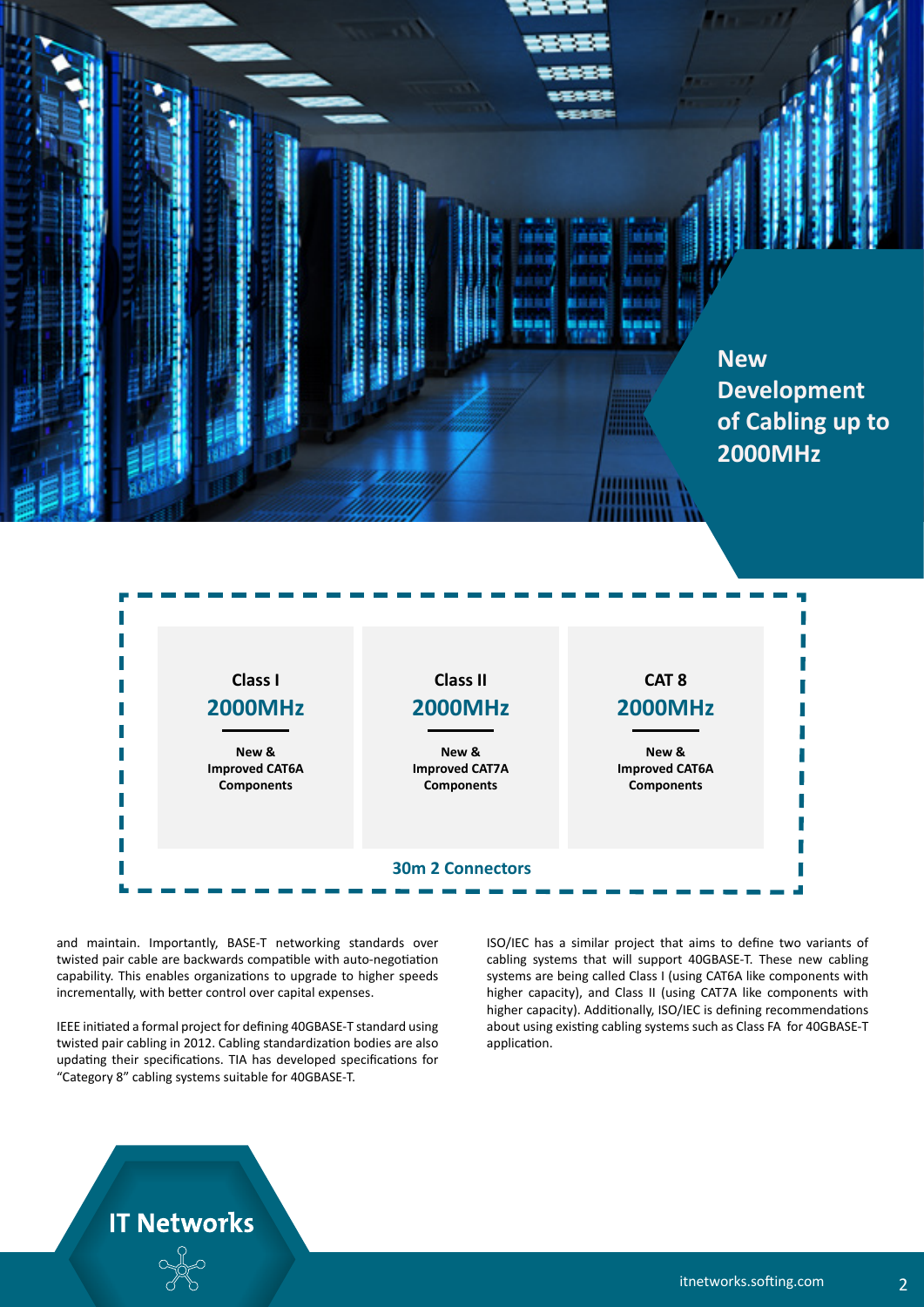# New Development of Cabling up to 2000MHz

| Class I | Class II | CAT 8 |
| --- | --- | --- |
| 2000MHz | 2000MHz | 2000MHz |
| New & Improved CAT6A Components | New & Improved CAT7A Components | New & Improved CAT6A Components |

**30m 2 Connectors**

and maintain. Importantly, BASE-T networking standards over twisted pair cable are backwards compatible with auto-negotiation capability. This enables organizations to upgrade to higher speeds incrementally, with better control over capital expenses.

IEEE initiated a formal project for defining 40GBASE-T standard using twisted pair cabling in 2012. Cabling standardization bodies are also updating their specifications. TIA has developed specifications for "Category 8" cabling systems suitable for 40GBASE-T.

ISO/IEC has a similar project that aims to define two variants of cabling systems that will support 40GBASE-T. These new cabling systems are being called Class I (using CAT6A like components with higher capacity), and Class II (using CAT7A like components with higher capacity). Additionally, ISO/IEC is defining recommendations about using existing cabling systems such as Class FA for 40GBASE-T application.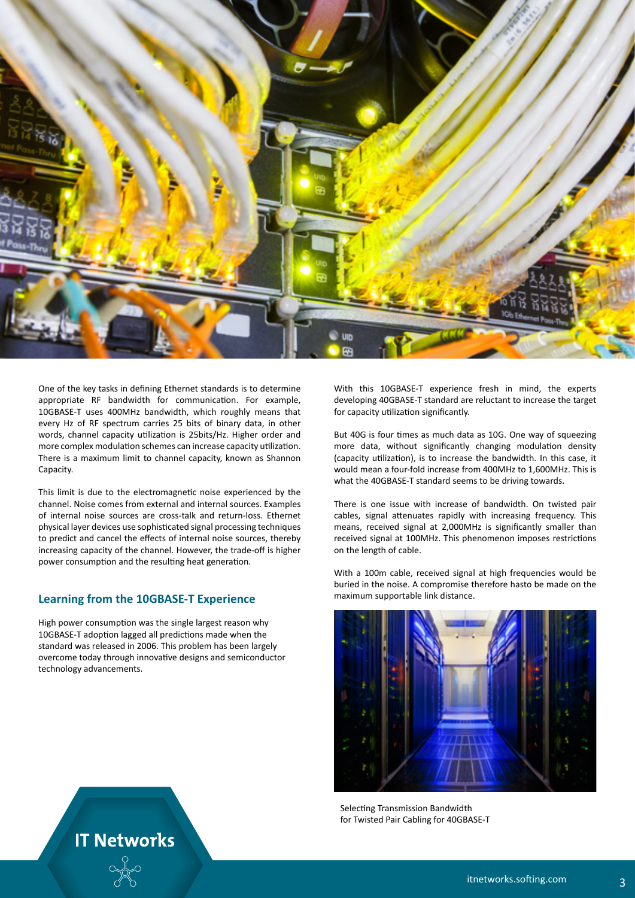One of the key tasks in defining Ethernet standards is to determine appropriate RF bandwidth for communication. For example, 10GBASE-T uses 400MHz bandwidth, which roughly means that every Hz of RF spectrum carries 25 bits of binary data, in other words, channel capacity utilization is 25bits/Hz. Higher order and more complex modulation schemes can increase capacity utilization. There is a maximum limit to channel capacity, known as Shannon Capacity.

This limit is due to the electromagnetic noise experienced by the channel. Noise comes from external and internal sources. Examples of internal noise sources are cross-talk and return-loss. Ethernet physical layer devices use sophisticated signal processing techniques to predict and cancel the effects of internal noise sources, thereby increasing capacity of the channel. However, the trade-off is higher power consumption and the resulting heat generation.

## Learning from the 10GBASE-T Experience

High power consumption was the single largest reason why 10GBASE-T adoption lagged all predictions made when the standard was released in 2006. This problem has been largely overcome today through innovative designs and semiconductor technology advancements.

With this 10GBASE-T experience fresh in mind, the experts developing 40GBASE-T standard are reluctant to increase the target for capacity utilization significantly.

But 40G is four times as much data as 10G. One way of squeezing more data, without significantly changing modulation density (capacity utilization), is to increase the bandwidth. In this case, it would mean a four-fold increase from 400MHz to 1,600MHz. This is what the 40GBASE-T standard seems to be driving towards.

There is one issue with increase of bandwidth. On twisted pair cables, signal attenuates rapidly with increasing frequency. This means, received signal at 2,000MHz is significantly smaller than received signal at 100MHz. This phenomenon imposes restrictions on the length of cable.

With a 100m cable, received signal at high frequencies would be buried in the noise. A compromise therefore hasto be made on the maximum supportable link distance.

Selecting Transmission Bandwidth for Twisted Pair Cabling for 40GBASE-T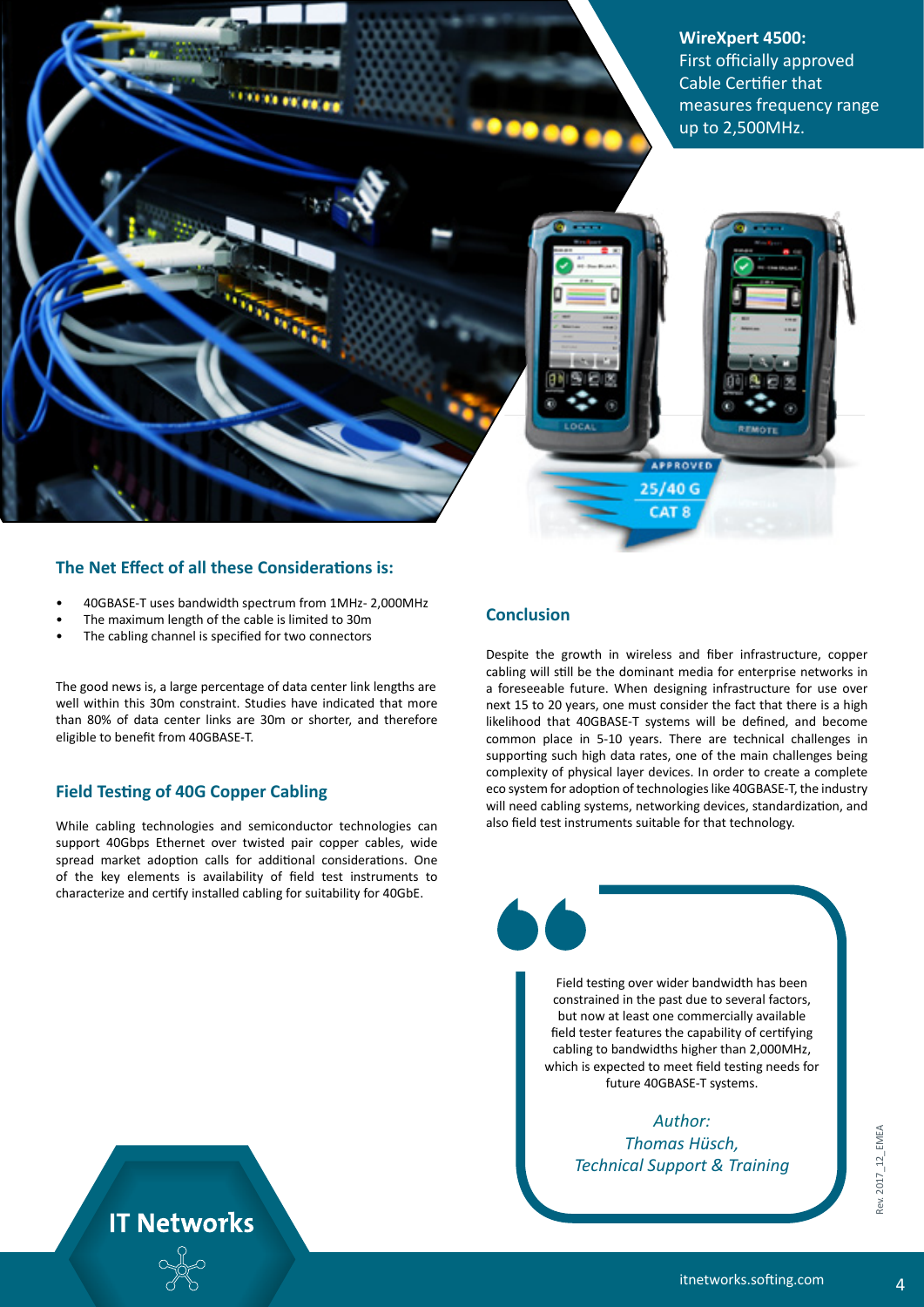**WireXpert 4500:**
First officially approved Cable Certifier that measures frequency range up to 2,500MHz.

## The Net Effect of all these Considerations is:

- 40GBASE-T uses bandwidth spectrum from 1MHz- 2,000MHz
- The maximum length of the cable is limited to 30m
- The cabling channel is specified for two connectors

The good news is, a large percentage of data center link lengths are well within this 30m constraint. Studies have indicated that more than 80% of data center links are 30m or shorter, and therefore eligible to benefit from 40GBASE-T.

## Field Testing of 40G Copper Cabling

While cabling technologies and semiconductor technologies can support 40Gbps Ethernet over twisted pair copper cables, wide spread market adoption calls for additional considerations. One of the key elements is availability of field test instruments to characterize and certify installed cabling for suitability for 40GbE.

## Conclusion

Despite the growth in wireless and fiber infrastructure, copper cabling will still be the dominant media for enterprise networks in a foreseeable future. When designing infrastructure for use over next 15 to 20 years, one must consider the fact that there is a high likelihood that 40GBASE-T systems will be defined, and become common place in 5-10 years. There are technical challenges in supporting such high data rates, one of the main challenges being complexity of physical layer devices. In order to create a complete eco system for adoption of technologies like 40GBASE-T, the industry will need cabling systems, networking devices, standardization, and also field test instruments suitable for that technology.

> Field testing over wider bandwidth has been constrained in the past due to several factors, but now at least one commercially available field tester features the capability of certifying cabling to bandwidths higher than 2,000MHz, which is expected to meet field testing needs for future 40GBASE-T systems.
>
> *Author:*
> *Thomas Hüsch,*
> *Technical Support & Training*

Rev. 2017_12_EMEA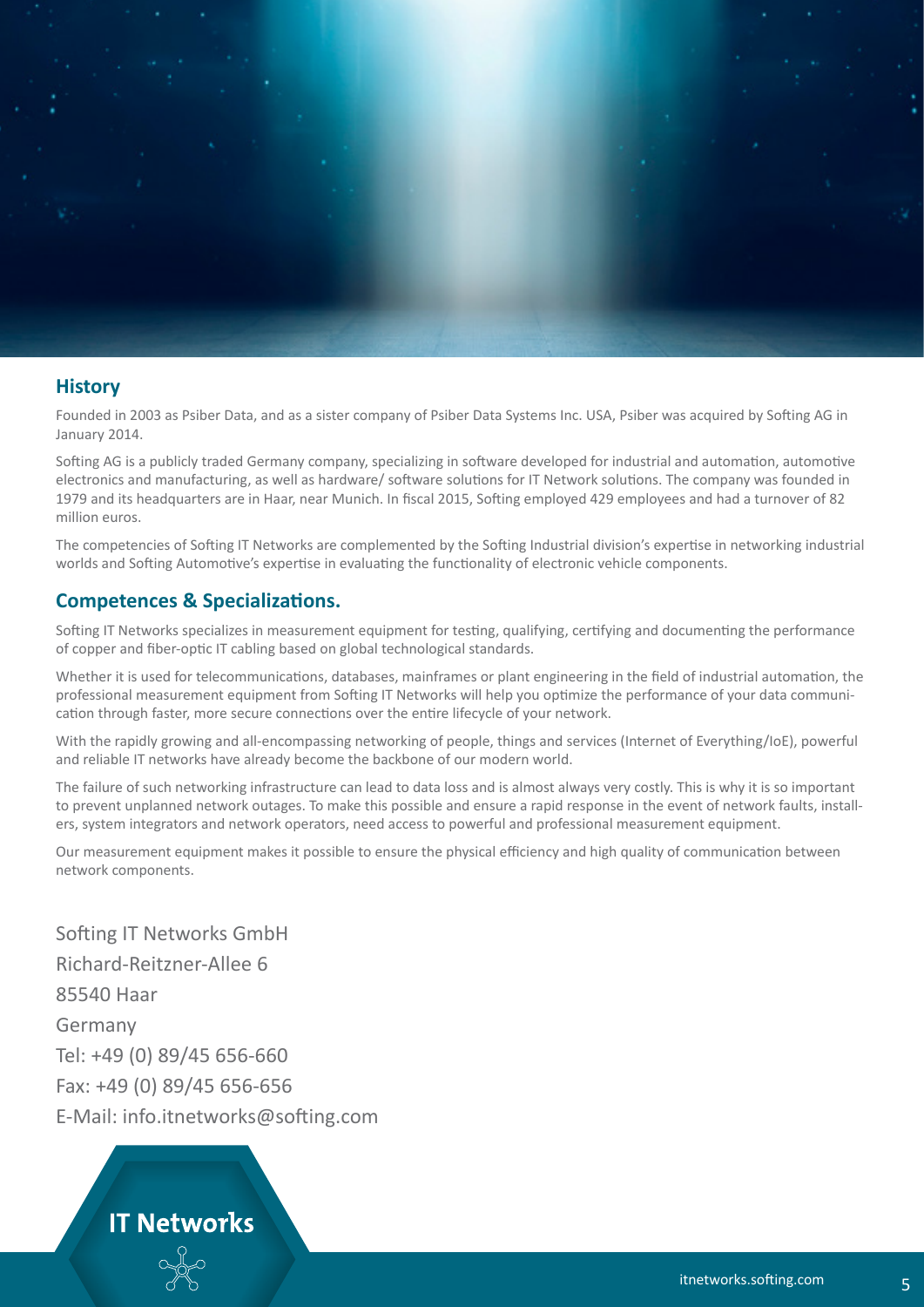## History

Founded in 2003 as Psiber Data, and as a sister company of Psiber Data Systems Inc. USA, Psiber was acquired by Softing AG in January 2014.

Softing AG is a publicly traded Germany company, specializing in software developed for industrial and automation, automotive electronics and manufacturing, as well as hardware/ software solutions for IT Network solutions. The company was founded in 1979 and its headquarters are in Haar, near Munich. In fiscal 2015, Softing employed 429 employees and had a turnover of 82 million euros.

The competencies of Softing IT Networks are complemented by the Softing Industrial division's expertise in networking industrial worlds and Softing Automotive's expertise in evaluating the functionality of electronic vehicle components.

## Competences & Specializations.

Softing IT Networks specializes in measurement equipment for testing, qualifying, certifying and documenting the performance of copper and fiber-optic IT cabling based on global technological standards.

Whether it is used for telecommunications, databases, mainframes or plant engineering in the field of industrial automation, the professional measurement equipment from Softing IT Networks will help you optimize the performance of your data communication through faster, more secure connections over the entire lifecycle of your network.

With the rapidly growing and all-encompassing networking of people, things and services (Internet of Everything/IoE), powerful and reliable IT networks have already become the backbone of our modern world.

The failure of such networking infrastructure can lead to data loss and is almost always very costly. This is why it is so important to prevent unplanned network outages. To make this possible and ensure a rapid response in the event of network faults, installers, system integrators and network operators, need access to powerful and professional measurement equipment.

Our measurement equipment makes it possible to ensure the physical efficiency and high quality of communication between network components.

Softing IT Networks GmbH
Richard-Reitzner-Allee 6
85540 Haar
Germany
Tel: +49 (0) 89/45 656-660
Fax: +49 (0) 89/45 656-656
E-Mail: info.itnetworks@softing.com

IT Networks

itnetworks.softing.com